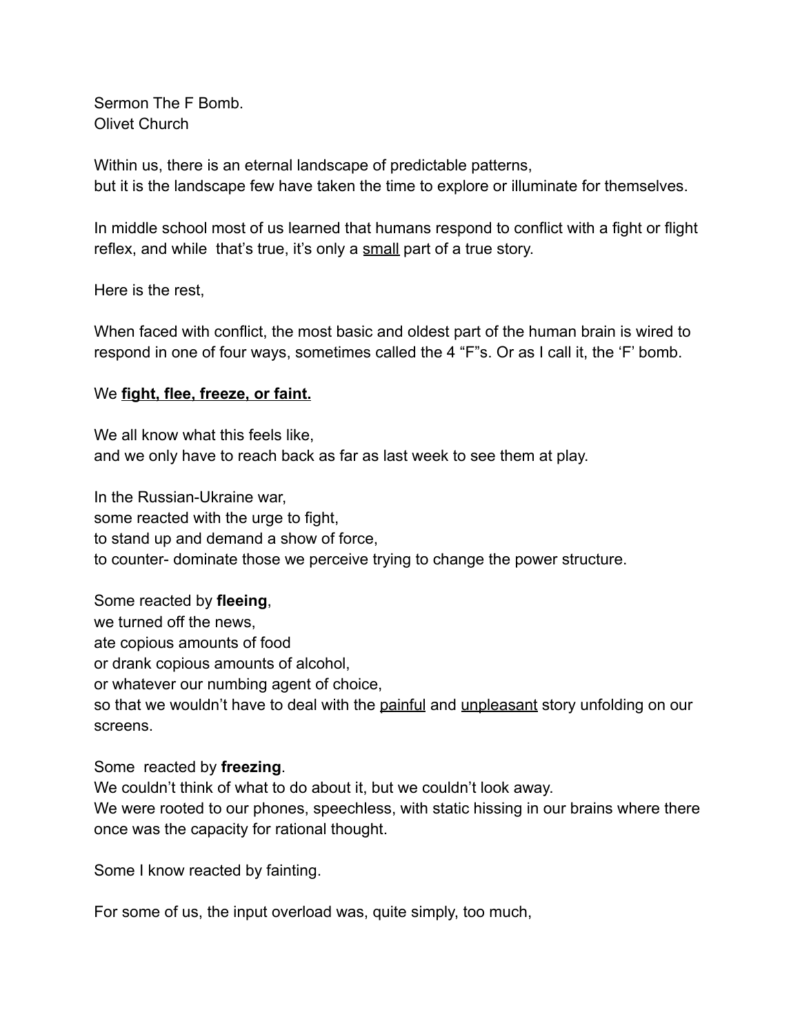Sermon The F Bomb.
Olivet Church

Within us, there is an eternal landscape of predictable patterns,
but it is the landscape few have taken the time to explore or illuminate for themselves.

In middle school most of us learned that humans respond to conflict with a fight or flight reflex, and while that's true, it's only a <u>small</u> part of a true story.

Here is the rest,

When faced with conflict, the most basic and oldest part of the human brain is wired to respond in one of four ways, sometimes called the 4 "F"s. Or as I call it, the 'F' bomb.

We **<u>fight, flee, freeze, or faint.</u>**

We all know what this feels like,
and we only have to reach back as far as last week to see them at play.

In the Russian-Ukraine war,
some reacted with the urge to fight,
to stand up and demand a show of force,
to counter- dominate those we perceive trying to change the power structure.

Some reacted by **fleeing**,
we turned off the news,
ate copious amounts of food
or drank copious amounts of alcohol,
or whatever our numbing agent of choice,
so that we wouldn't have to deal with the <u>painful</u> and <u>unpleasant</u> story unfolding on our screens.

Some reacted by **freezing**.
We couldn't think of what to do about it, but we couldn't look away.
We were rooted to our phones, speechless, with static hissing in our brains where there once was the capacity for rational thought.

Some I know reacted by fainting.

For some of us, the input overload was, quite simply, too much,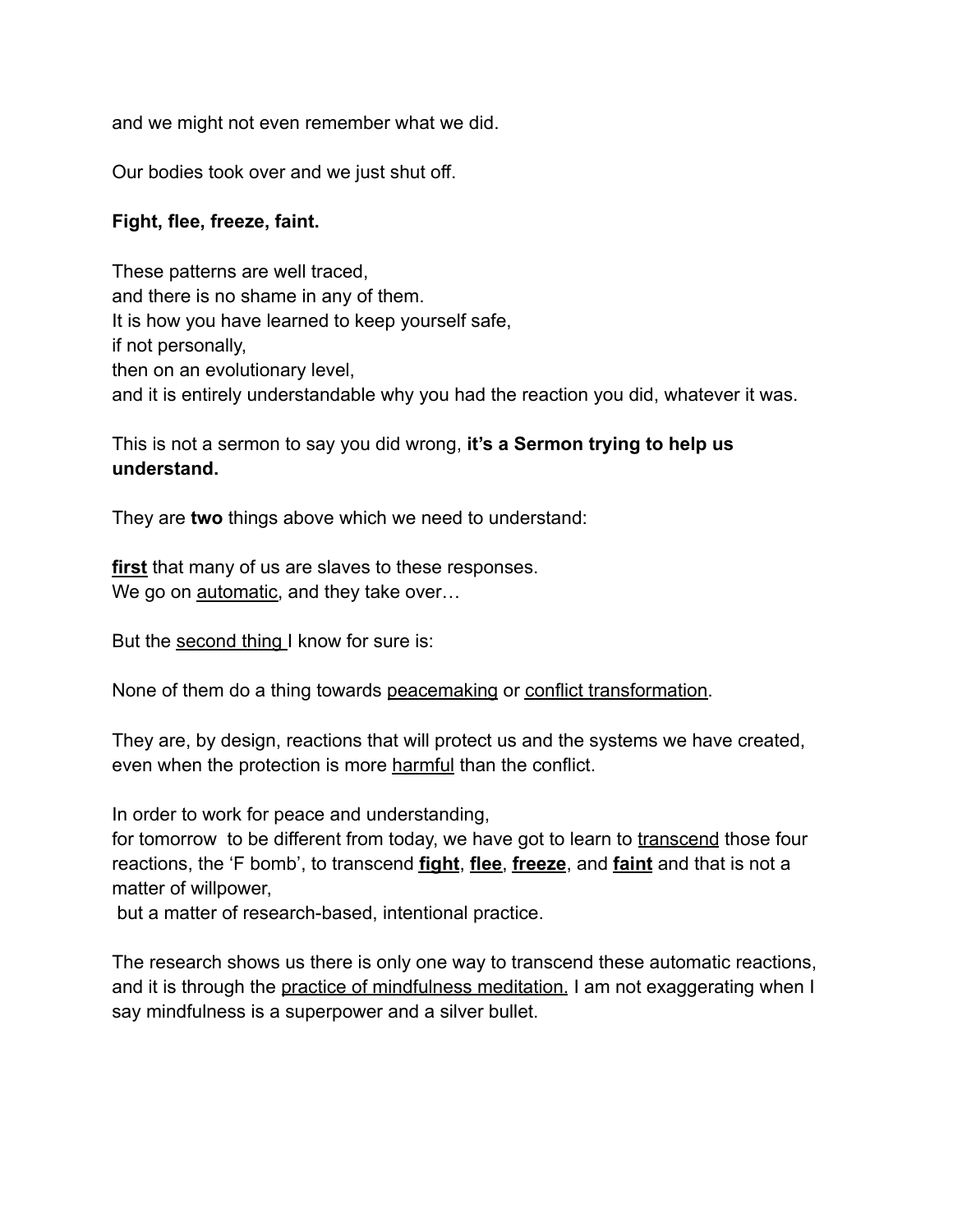and we might not even remember what we did.

Our bodies took over and we just shut off.

**Fight, flee, freeze, faint.**

These patterns are well traced,
and there is no shame in any of them.
It is how you have learned to keep yourself safe,
if not personally,
then on an evolutionary level,
and it is entirely understandable why you had the reaction you did, whatever it was.

This is not a sermon to say you did wrong, **it's a Sermon trying to help us understand.**

They are **two** things above which we need to understand:

<u>**first**</u> that many of us are slaves to these responses.
We go on <u>automatic</u>, and they take over…

But the <u>second thing</u> I know for sure is:

None of them do a thing towards <u>peacemaking</u> or <u>conflict transformation</u>.

They are, by design, reactions that will protect us and the systems we have created, even when the protection is more <u>harmful</u> than the conflict.

In order to work for peace and understanding,
for tomorrow to be different from today, we have got to learn to <u>transcend</u> those four reactions, the 'F bomb', to transcend <u>**fight**</u>, <u>**flee**</u>, <u>**freeze**</u>, and <u>**faint**</u> and that is not a matter of willpower,
but a matter of research-based, intentional practice.

The research shows us there is only one way to transcend these automatic reactions, and it is through the <u>practice of mindfulness meditation.</u> I am not exaggerating when I say mindfulness is a superpower and a silver bullet.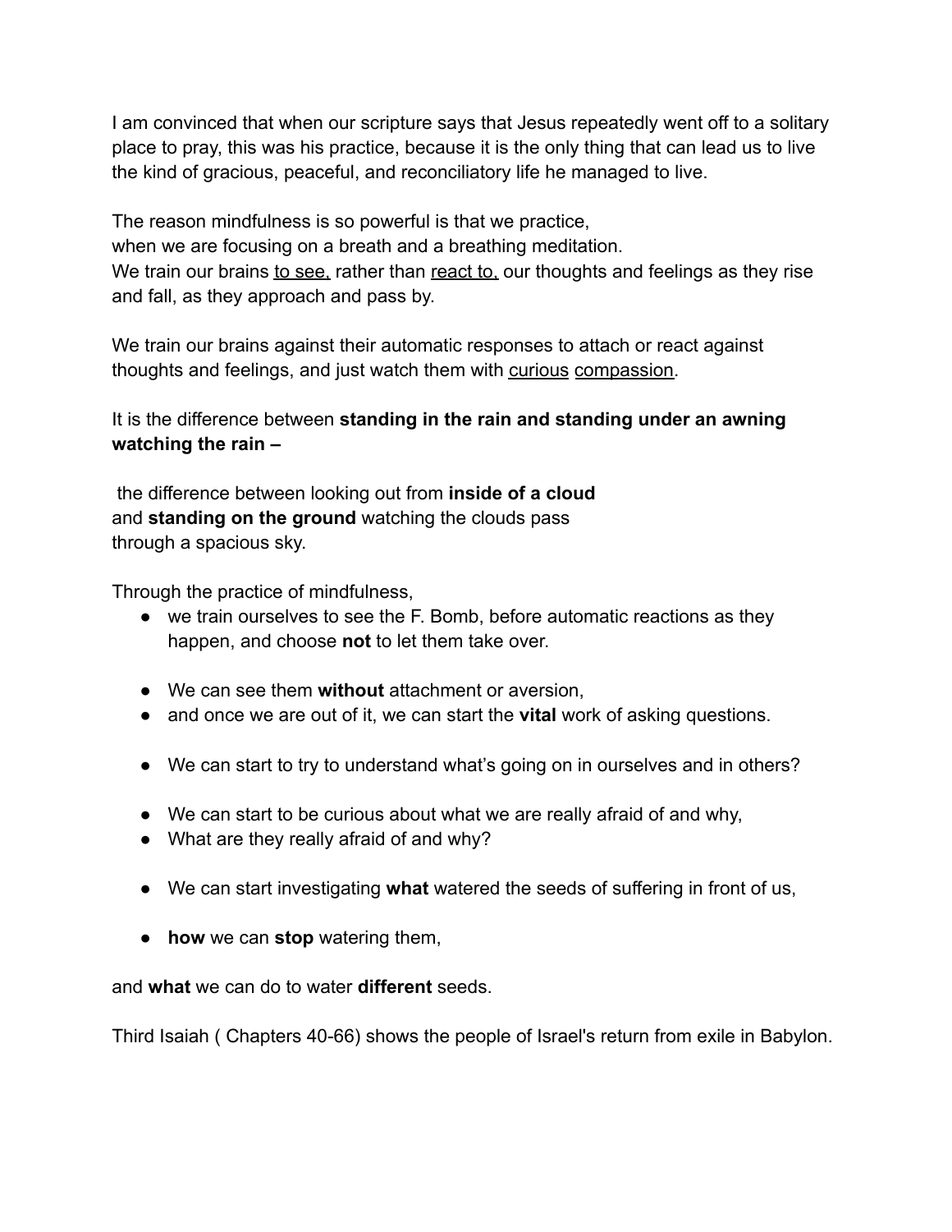I am convinced that when our scripture says that Jesus repeatedly went off to a solitary place to pray, this was his practice, because it is the only thing that can lead us to live the kind of gracious, peaceful, and reconciliatory life he managed to live.

The reason mindfulness is so powerful is that we practice,
when we are focusing on a breath and a breathing meditation.
We train our brains <u>to see,</u> rather than <u>react to,</u> our thoughts and feelings as they rise and fall, as they approach and pass by.

We train our brains against their automatic responses to attach or react against thoughts and feelings, and just watch them with <u>curious</u> <u>compassion</u>.

It is the difference between **standing in the rain and standing under an awning watching the rain –**

the difference between looking out from **inside of a cloud**
and **standing on the ground** watching the clouds pass
through a spacious sky.

Through the practice of mindfulness,

- we train ourselves to see the F. Bomb, before automatic reactions as they happen, and choose **not** to let them take over.

- We can see them **without** attachment or aversion,
- and once we are out of it, we can start the **vital** work of asking questions.

- We can start to try to understand what's going on in ourselves and in others?

- We can start to be curious about what we are really afraid of and why,
- What are they really afraid of and why?

- We can start investigating **what** watered the seeds of suffering in front of us,

- **how** we can **stop** watering them,

and **what** we can do to water **different** seeds.

Third Isaiah ( Chapters 40-66) shows the people of Israel's return from exile in Babylon.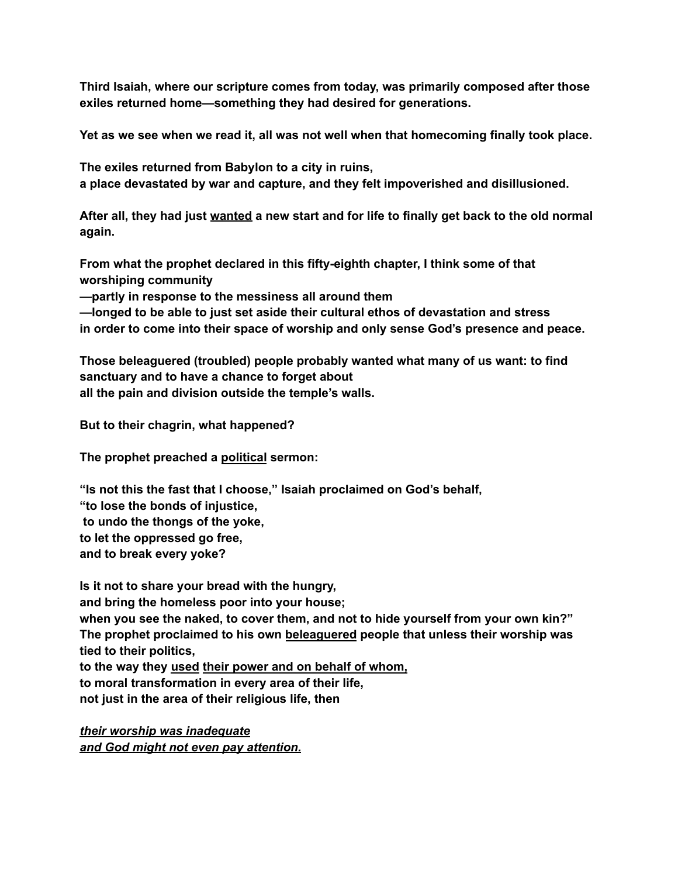**Third Isaiah, where our scripture comes from today, was primarily composed after those exiles returned home—something they had desired for generations.**

**Yet as we see when we read it, all was not well when that homecoming finally took place.**

**The exiles returned from Babylon to a city in ruins,**
**a place devastated by war and capture, and they felt impoverished and disillusioned.**

**After all, they had just <u>wanted</u> a new start and for life to finally get back to the old normal again.**

**From what the prophet declared in this fifty-eighth chapter, I think some of that worshiping community**
**—partly in response to the messiness all around them**
**—longed to be able to just set aside their cultural ethos of devastation and stress**
**in order to come into their space of worship and only sense God's presence and peace.**

**Those beleaguered (troubled) people probably wanted what many of us want: to find sanctuary and to have a chance to forget about**
**all the pain and division outside the temple's walls.**

**But to their chagrin, what happened?**

**The prophet preached a <u>political</u> sermon:**

**"Is not this the fast that I choose," Isaiah proclaimed on God's behalf,**
**"to lose the bonds of injustice,**
**to undo the thongs of the yoke,**
**to let the oppressed go free,**
**and to break every yoke?**

**Is it not to share your bread with the hungry,**
**and bring the homeless poor into your house;**
**when you see the naked, to cover them, and not to hide yourself from your own kin?"**
**The prophet proclaimed to his own <u>beleaguered</u> people that unless their worship was tied to their politics,**
**to the way they <u>used</u> <u>their power and on behalf of whom,</u>**
**to moral transformation in every area of their life,**
**not just in the area of their religious life, then**

***<u>their worship was inadequate</u>***
***<u>and God might not even pay attention.</u>***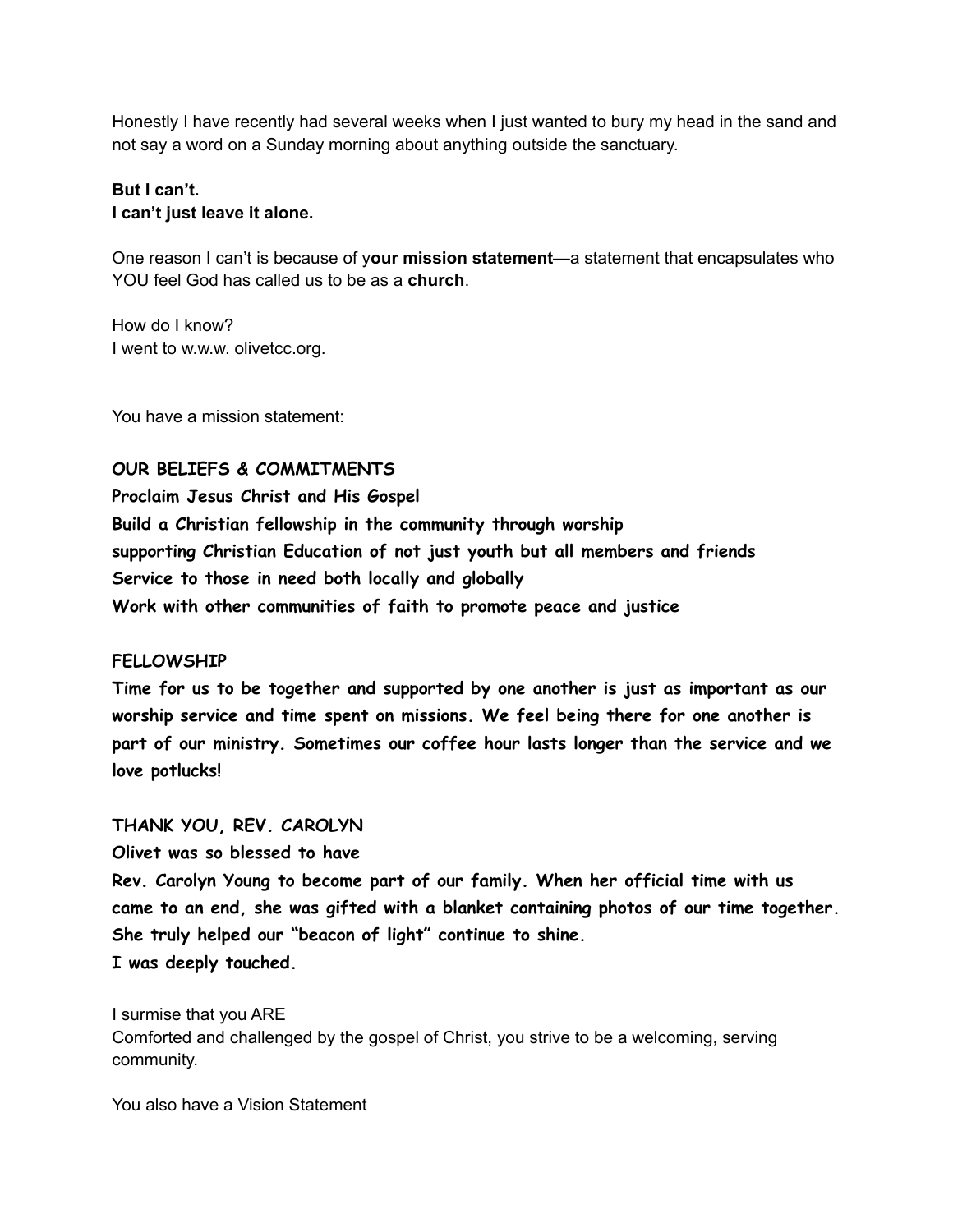Honestly I have recently had several weeks when I just wanted to bury my head in the sand and not say a word on a Sunday morning about anything outside the sanctuary.

**But I can't.**
**I can't just leave it alone.**

One reason I can't is because of y**our mission statement**—a statement that encapsulates who YOU feel God has called us to be as a **church**.

How do I know?
I went to w.w.w. olivetcc.org.

You have a mission statement:

**OUR BELIEFS & COMMITMENTS**
**Proclaim Jesus Christ and His Gospel**
**Build a Christian fellowship in the community through worship**
**supporting Christian Education of not just youth but all members and friends**
**Service to those in need both locally and globally**
**Work with other communities of faith to promote peace and justice**

**FELLOWSHIP**
**Time for us to be together and supported by one another is just as important as our worship service and time spent on missions. We feel being there for one another is part of our ministry. Sometimes our coffee hour lasts longer than the service and we love potlucks!**

**THANK YOU, REV. CAROLYN**
**Olivet was so blessed to have**
**Rev. Carolyn Young to become part of our family. When her official time with us came to an end, she was gifted with a blanket containing photos of our time together. She truly helped our "beacon of light" continue to shine.**
**I was deeply touched.**

I surmise that you ARE
Comforted and challenged by the gospel of Christ, you strive to be a welcoming, serving community.

You also have a Vision Statement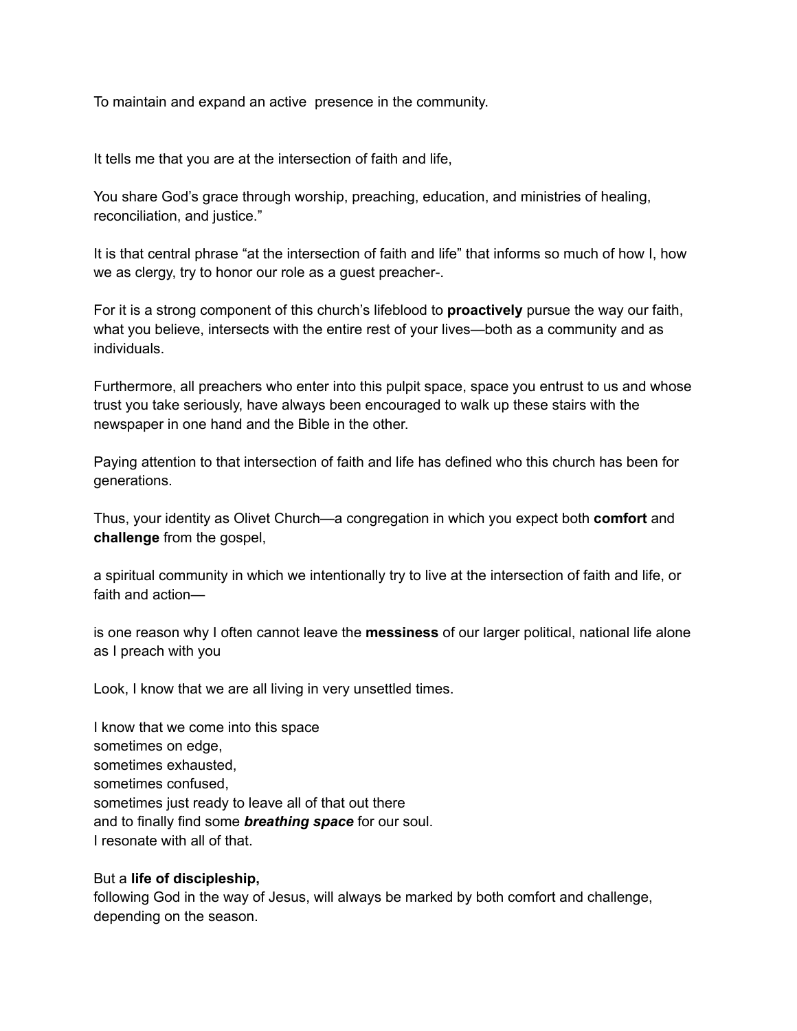To maintain and expand an active  presence in the community.

It tells me that you are at the intersection of faith and life,

You share God's grace through worship, preaching, education, and ministries of healing, reconciliation, and justice."

It is that central phrase "at the intersection of faith and life" that informs so much of how I, how we as clergy, try to honor our role as a guest preacher-.

For it is a strong component of this church's lifeblood to **proactively** pursue the way our faith, what you believe, intersects with the entire rest of your lives—both as a community and as individuals.

Furthermore, all preachers who enter into this pulpit space, space you entrust to us and whose trust you take seriously, have always been encouraged to walk up these stairs with the newspaper in one hand and the Bible in the other.

Paying attention to that intersection of faith and life has defined who this church has been for generations.

Thus, your identity as Olivet Church—a congregation in which you expect both **comfort** and **challenge** from the gospel,

a spiritual community in which we intentionally try to live at the intersection of faith and life, or faith and action—

is one reason why I often cannot leave the **messiness** of our larger political, national life alone as I preach with you

Look, I know that we are all living in very unsettled times.

I know that we come into this space
sometimes on edge,
sometimes exhausted,
sometimes confused,
sometimes just ready to leave all of that out there
and to finally find some ***breathing space*** for our soul.
I resonate with all of that.

But a **life of discipleship,**
following God in the way of Jesus, will always be marked by both comfort and challenge, depending on the season.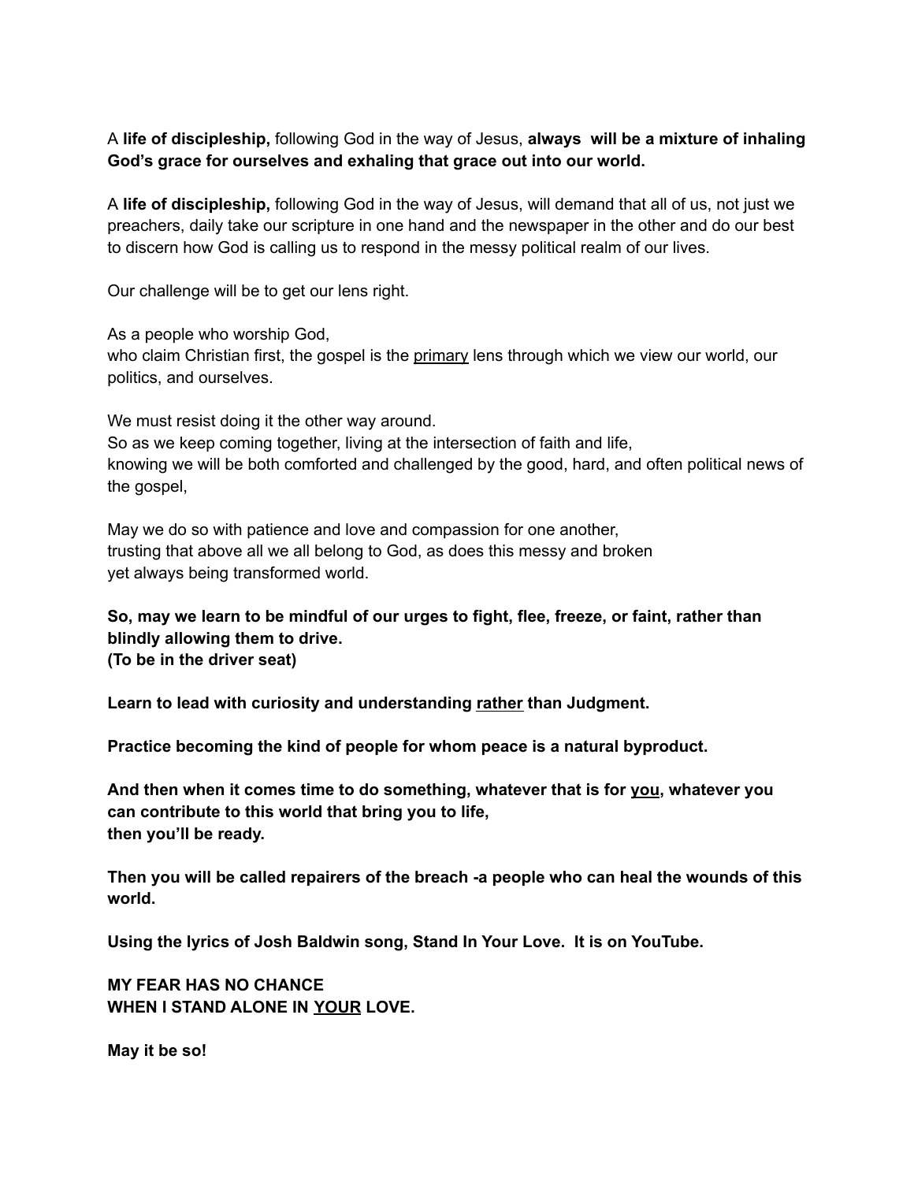A **life of discipleship,** following God in the way of Jesus, **always will be a mixture of inhaling God's grace for ourselves and exhaling that grace out into our world.**

A **life of discipleship,** following God in the way of Jesus, will demand that all of us, not just we preachers, daily take our scripture in one hand and the newspaper in the other and do our best to discern how God is calling us to respond in the messy political realm of our lives.

Our challenge will be to get our lens right.

As a people who worship God,
who claim Christian first, the gospel is the <u>primary</u> lens through which we view our world, our politics, and ourselves.

We must resist doing it the other way around.
So as we keep coming together, living at the intersection of faith and life,
knowing we will be both comforted and challenged by the good, hard, and often political news of the gospel,

May we do so with patience and love and compassion for one another,
trusting that above all we all belong to God, as does this messy and broken
yet always being transformed world.

**So, may we learn to be mindful of our urges to fight, flee, freeze, or faint, rather than blindly allowing them to drive.**
**(To be in the driver seat)**

**Learn to lead with curiosity and understanding <u>rather</u> than Judgment.**

**Practice becoming the kind of people for whom peace is a natural byproduct.**

**And then when it comes time to do something, whatever that is for <u>you</u>, whatever you can contribute to this world that bring you to life,**
**then you'll be ready.**

**Then you will be called repairers of the breach -a people who can heal the wounds of this world.**

**Using the lyrics of Josh Baldwin song, Stand In Your Love. It is on YouTube.**

**MY FEAR HAS NO CHANCE**
**WHEN I STAND ALONE IN <u>YOUR</u> LOVE.**

**May it be so!**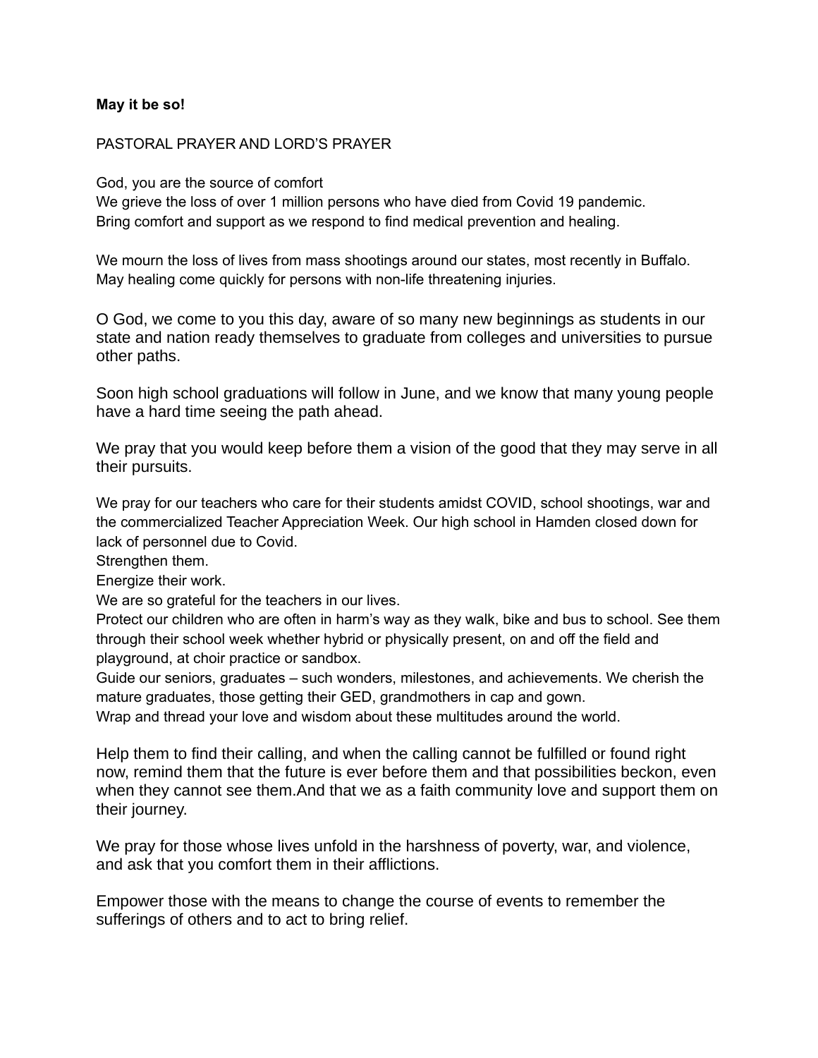**May it be so!**

PASTORAL PRAYER AND LORD'S PRAYER

God, you are the source of comfort
We grieve the loss of over 1 million persons who have died from Covid 19 pandemic.
Bring comfort and support as we respond to find medical prevention and healing.

We mourn the loss of lives from mass shootings around our states, most recently in Buffalo.
May healing come quickly for persons with non-life threatening injuries.

O God, we come to you this day, aware of so many new beginnings as students in our state and nation ready themselves to graduate from colleges and universities to pursue other paths.

Soon high school graduations will follow in June, and we know that many young people have a hard time seeing the path ahead.

We pray that you would keep before them a vision of the good that they may serve in all their pursuits.

We pray for our teachers who care for their students amidst COVID, school shootings, war and the commercialized Teacher Appreciation Week. Our high school in Hamden closed down for lack of personnel due to Covid.
Strengthen them.
Energize their work.
We are so grateful for the teachers in our lives.
Protect our children who are often in harm's way as they walk, bike and bus to school. See them through their school week whether hybrid or physically present, on and off the field and playground, at choir practice or sandbox.
Guide our seniors, graduates – such wonders, milestones, and achievements. We cherish the mature graduates, those getting their GED, grandmothers in cap and gown.
Wrap and thread your love and wisdom about these multitudes around the world.

Help them to find their calling, and when the calling cannot be fulfilled or found right now, remind them that the future is ever before them and that possibilities beckon, even when they cannot see them.And that we as a faith community love and support them on their journey.

We pray for those whose lives unfold in the harshness of poverty, war, and violence, and ask that you comfort them in their afflictions.

Empower those with the means to change the course of events to remember the sufferings of others and to act to bring relief.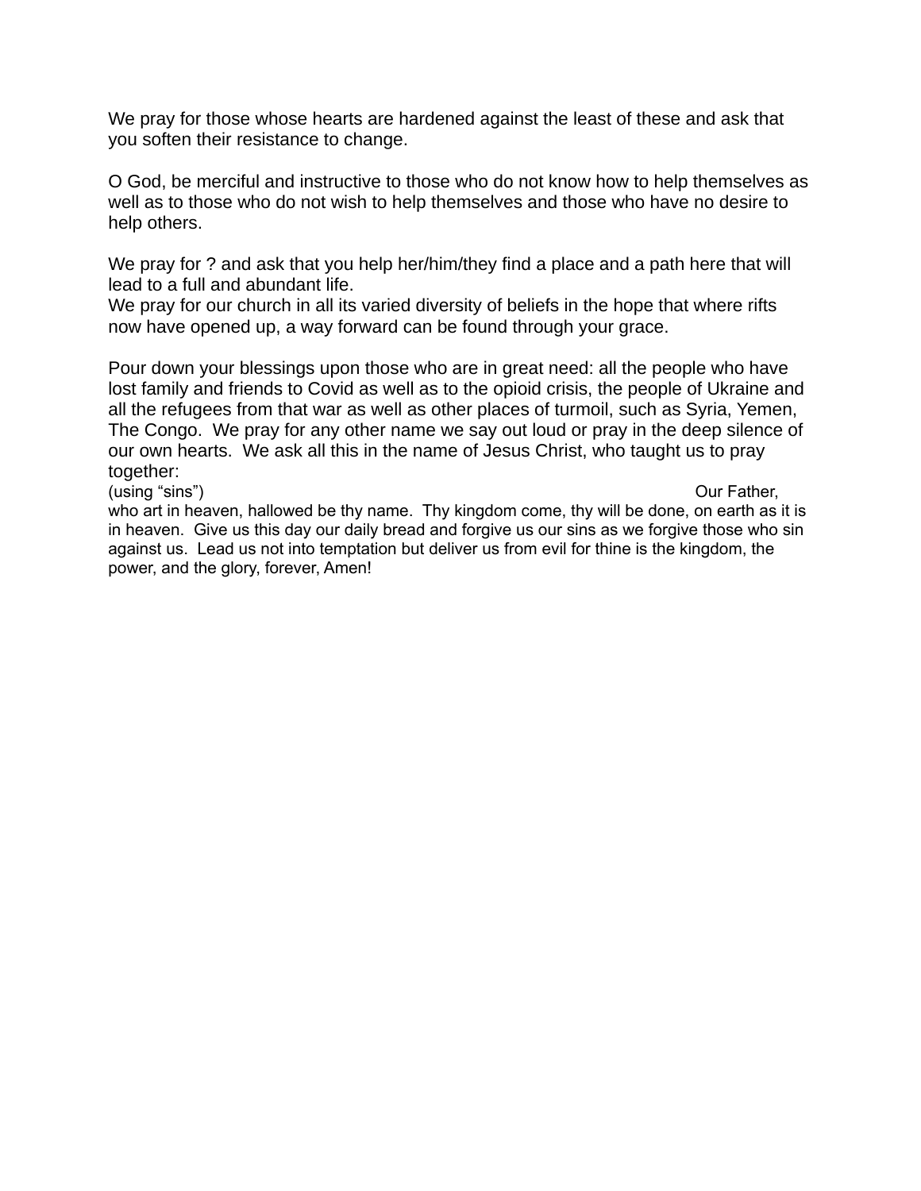We pray for those whose hearts are hardened against the least of these and ask that you soften their resistance to change.

O God, be merciful and instructive to those who do not know how to help themselves as well as to those who do not wish to help themselves and those who have no desire to help others.

We pray for ? and ask that you help her/him/they find a place and a path here that will lead to a full and abundant life.
We pray for our church in all its varied diversity of beliefs in the hope that where rifts now have opened up, a way forward can be found through your grace.

Pour down your blessings upon those who are in great need: all the people who have lost family and friends to Covid as well as to the opioid crisis, the people of Ukraine and all the refugees from that war as well as other places of turmoil, such as Syria, Yemen, The Congo. We pray for any other name we say out loud or pray in the deep silence of our own hearts. We ask all this in the name of Jesus Christ, who taught us to pray together:
(using “sins”) Our Father, who art in heaven, hallowed be thy name. Thy kingdom come, thy will be done, on earth as it is in heaven. Give us this day our daily bread and forgive us our sins as we forgive those who sin against us. Lead us not into temptation but deliver us from evil for thine is the kingdom, the power, and the glory, forever, Amen!